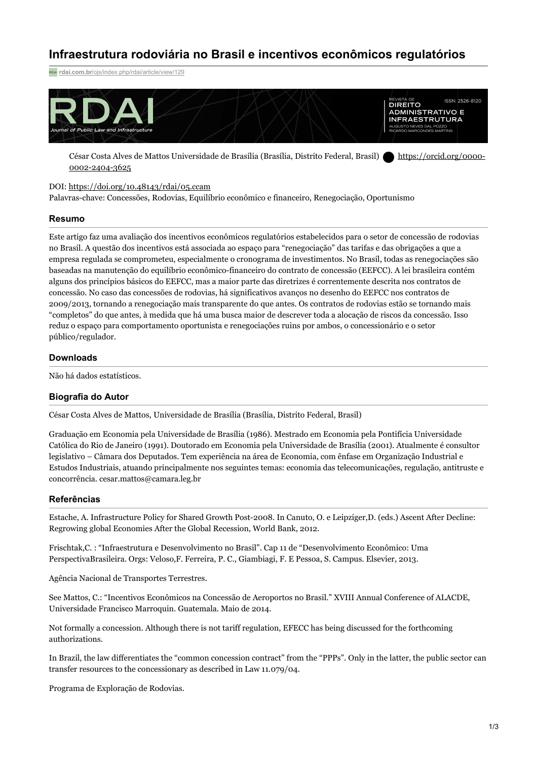# Infraestrutura rodoviária no Brasil e incentivos econômicos regulatórios

rdai.com.br/ojs/index.php/rdai/article/view/129

César Costa Alves de Mattos Universidade de Brasília (Brasília, Distrito Federal, Brasil) https://orcid.org/0000-0002-2404-3625

DOI: https://doi.org/10.48143/rdai/05.ccam

Palavras-chave: Concessões, Rodovias, Equilíbrio econômico e financeiro, Renegociação, Oportunismo

## Resumo

Este artigo faz uma avaliação dos incentivos econômicos regulatórios estabelecidos para o setor de concessão de rodovias no Brasil. A questão dos incentivos está associada ao espaço para "renegociação" das tarifas e das obrigações a que a empresa regulada se comprometeu, especialmente o cronograma de investimentos. No Brasil, todas as renegociações são baseadas na manutenção do equilíbrio econômico-financeiro do contrato de concessão (EEFCC). A lei brasileira contém alguns dos princípios básicos do EEFCC, mas a maior parte das diretrizes é correntemente descrita nos contratos de concessão. No caso das concessões de rodovias, há significativos avanços no desenho do EEFCC nos contratos de 2009/2013, tornando a renegociação mais transparente do que antes. Os contratos de rodovias estão se tornando mais "completos" do que antes, à medida que há uma busca maior de descrever toda a alocação de riscos da concessão. Isso reduz o espaço para comportamento oportunista e renegociações ruins por ambos, o concessionário e o setor público/regulador.

## Downloads

Não há dados estatísticos.

## Biografia do Autor

César Costa Alves de Mattos, Universidade de Brasília (Brasília, Distrito Federal, Brasil)

Graduação em Economia pela Universidade de Brasília (1986). Mestrado em Economia pela Pontifícia Universidade Católica do Rio de Janeiro (1991). Doutorado em Economia pela Universidade de Brasília (2001). Atualmente é consultor legislativo – Câmara dos Deputados. Tem experiência na área de Economia, com ênfase em Organização Industrial e Estudos Industriais, atuando principalmente nos seguintes temas: economia das telecomunicações, regulação, antitruste e concorrência. cesar.mattos@camara.leg.br

## Referências

Estache, A. Infrastructure Policy for Shared Growth Post-2008. In Canuto, O. e Leipziger,D. (eds.) Ascent After Decline: Regrowing global Economies After the Global Recession, World Bank, 2012.

Frischtak,C. : "Infraestrutura e Desenvolvimento no Brasil". Cap 11 de "Desenvolvimento Econômico: Uma PerspectivaBrasileira. Orgs: Veloso,F. Ferreira, P. C., Giambiagi, F. E Pessoa, S. Campus. Elsevier, 2013.

Agência Nacional de Transportes Terrestres.

See Mattos, C.: "Incentivos Econômicos na Concessão de Aeroportos no Brasil." XVIII Annual Conference of ALACDE, Universidade Francisco Marroquin. Guatemala. Maio de 2014.

Not formally a concession. Although there is not tariff regulation, EFECC has being discussed for the forthcoming authorizations.

In Brazil, the law differentiates the "common concession contract" from the "PPPs". Only in the latter, the public sector can transfer resources to the concessionary as described in Law 11.079/04.

Programa de Exploração de Rodovias.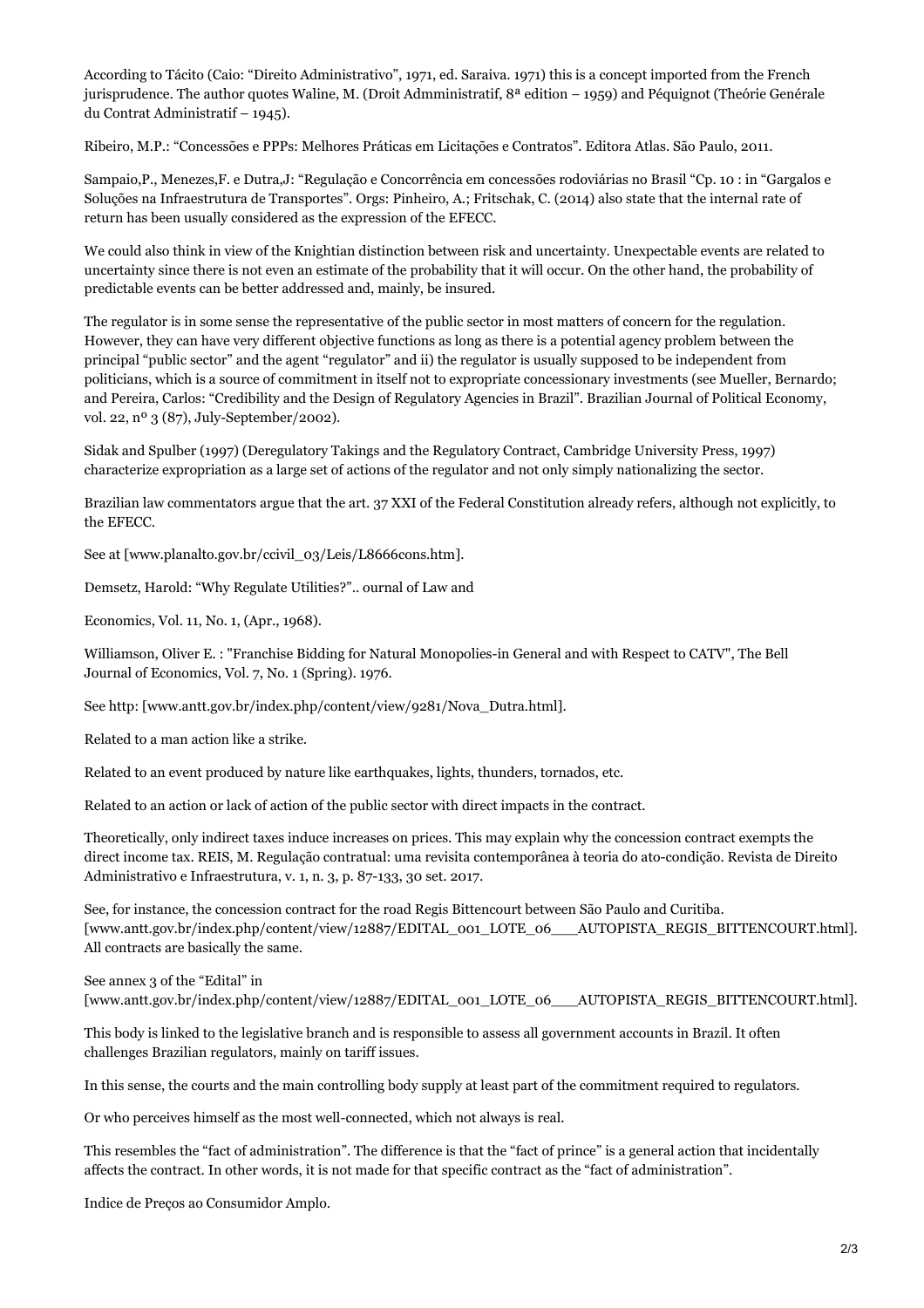According to Tácito (Caio: "Direito Administrativo", 1971, ed. Saraiva. 1971) this is a concept imported from the French jurisprudence. The author quotes Waline, M. (Droit Admministratif, 8ª edition – 1959) and Péquignot (Theórie Genérale du Contrat Administratif – 1945).

Ribeiro, M.P.: "Concessões e PPPs: Melhores Práticas em Licitações e Contratos". Editora Atlas. São Paulo, 2011.

Sampaio,P., Menezes,F. e Dutra,J: "Regulação e Concorrência em concessões rodoviárias no Brasil "Cp. 10 : in "Gargalos e Soluções na Infraestrutura de Transportes". Orgs: Pinheiro, A.; Fritschak, C. (2014) also state that the internal rate of return has been usually considered as the expression of the EFECC.

We could also think in view of the Knightian distinction between risk and uncertainty. Unexpectable events are related to uncertainty since there is not even an estimate of the probability that it will occur. On the other hand, the probability of predictable events can be better addressed and, mainly, be insured.

The regulator is in some sense the representative of the public sector in most matters of concern for the regulation. However, they can have very different objective functions as long as there is a potential agency problem between the principal "public sector" and the agent "regulator" and ii) the regulator is usually supposed to be independent from politicians, which is a source of commitment in itself not to expropriate concessionary investments (see Mueller, Bernardo; and Pereira, Carlos: "Credibility and the Design of Regulatory Agencies in Brazil". Brazilian Journal of Political Economy, vol. 22, nº 3 (87), July-September/2002).

Sidak and Spulber (1997) (Deregulatory Takings and the Regulatory Contract, Cambridge University Press, 1997) characterize expropriation as a large set of actions of the regulator and not only simply nationalizing the sector.

Brazilian law commentators argue that the art. 37 XXI of the Federal Constitution already refers, although not explicitly, to the EFECC.

See at [www.planalto.gov.br/ccivil_03/Leis/L8666cons.htm].

Demsetz, Harold: "Why Regulate Utilities?".. ournal of Law and

Economics, Vol. 11, No. 1, (Apr., 1968).

Williamson, Oliver E. : "Franchise Bidding for Natural Monopolies-in General and with Respect to CATV", The Bell Journal of Economics, Vol. 7, No. 1 (Spring). 1976.

See http: [www.antt.gov.br/index.php/content/view/9281/Nova_Dutra.html].

Related to a man action like a strike.

Related to an event produced by nature like earthquakes, lights, thunders, tornados, etc.

Related to an action or lack of action of the public sector with direct impacts in the contract.

Theoretically, only indirect taxes induce increases on prices. This may explain why the concession contract exempts the direct income tax. REIS, M. Regulação contratual: uma revisita contemporânea à teoria do ato-condição. Revista de Direito Administrativo e Infraestrutura, v. 1, n. 3, p. 87-133, 30 set. 2017.

See, for instance, the concession contract for the road Regis Bittencourt between São Paulo and Curitiba. [www.antt.gov.br/index.php/content/view/12887/EDITAL_001_LOTE_06___AUTOPISTA_REGIS_BITTENCOURT.html]. All contracts are basically the same.

See annex 3 of the "Edital" in [www.antt.gov.br/index.php/content/view/12887/EDITAL_001_LOTE_06___AUTOPISTA_REGIS_BITTENCOURT.html].

This body is linked to the legislative branch and is responsible to assess all government accounts in Brazil. It often challenges Brazilian regulators, mainly on tariff issues.

In this sense, the courts and the main controlling body supply at least part of the commitment required to regulators.

Or who perceives himself as the most well-connected, which not always is real.

This resembles the "fact of administration". The difference is that the "fact of prince" is a general action that incidentally affects the contract. In other words, it is not made for that specific contract as the "fact of administration".

Indice de Preços ao Consumidor Amplo.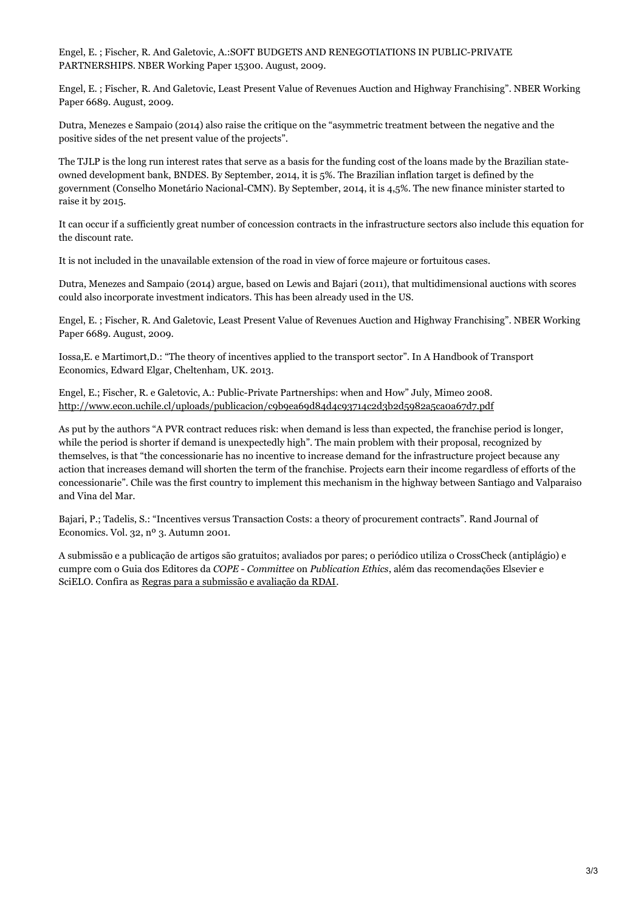Engel, E. ; Fischer, R. And Galetovic, A.:SOFT BUDGETS AND RENEGOTIATIONS IN PUBLIC-PRIVATE PARTNERSHIPS. NBER Working Paper 15300. August, 2009.

Engel, E. ; Fischer, R. And Galetovic, Least Present Value of Revenues Auction and Highway Franchising". NBER Working Paper 6689. August, 2009.

Dutra, Menezes e Sampaio (2014) also raise the critique on the "asymmetric treatment between the negative and the positive sides of the net present value of the projects".

The TJLP is the long run interest rates that serve as a basis for the funding cost of the loans made by the Brazilian state-owned development bank, BNDES. By September, 2014, it is 5%. The Brazilian inflation target is defined by the government (Conselho Monetário Nacional-CMN). By September, 2014, it is 4,5%. The new finance minister started to raise it by 2015.

It can occur if a sufficiently great number of concession contracts in the infrastructure sectors also include this equation for the discount rate.

It is not included in the unavailable extension of the road in view of force majeure or fortuitous cases.

Dutra, Menezes and Sampaio (2014) argue, based on Lewis and Bajari (2011), that multidimensional auctions with scores could also incorporate investment indicators. This has been already used in the US.

Engel, E. ; Fischer, R. And Galetovic, Least Present Value of Revenues Auction and Highway Franchising". NBER Working Paper 6689. August, 2009.

Iossa,E. e Martimort,D.: "The theory of incentives applied to the transport sector". In A Handbook of Transport Economics, Edward Elgar, Cheltenham, UK. 2013.

Engel, E.; Fischer, R. e Galetovic, A.: Public-Private Partnerships: when and How" July, Mimeo 2008. http://www.econ.uchile.cl/uploads/publicacion/c9b9ea69d84d4c93714c2d3b2d5982a5ca0a67d7.pdf

As put by the authors "A PVR contract reduces risk: when demand is less than expected, the franchise period is longer, while the period is shorter if demand is unexpectedly high". The main problem with their proposal, recognized by themselves, is that "the concessionarie has no incentive to increase demand for the infrastructure project because any action that increases demand will shorten the term of the franchise. Projects earn their income regardless of efforts of the concessionarie". Chile was the first country to implement this mechanism in the highway between Santiago and Valparaiso and Vina del Mar.

Bajari, P.; Tadelis, S.: "Incentives versus Transaction Costs: a theory of procurement contracts". Rand Journal of Economics. Vol. 32, nº 3. Autumn 2001.

A submissão e a publicação de artigos são gratuitos; avaliados por pares; o periódico utiliza o CrossCheck (antiplágio) e cumpre com o Guia dos Editores da *COPE - Committee* on *Publication Ethics*, além das recomendações Elsevier e SciELO. Confira as Regras para a submissão e avaliação da RDAI.